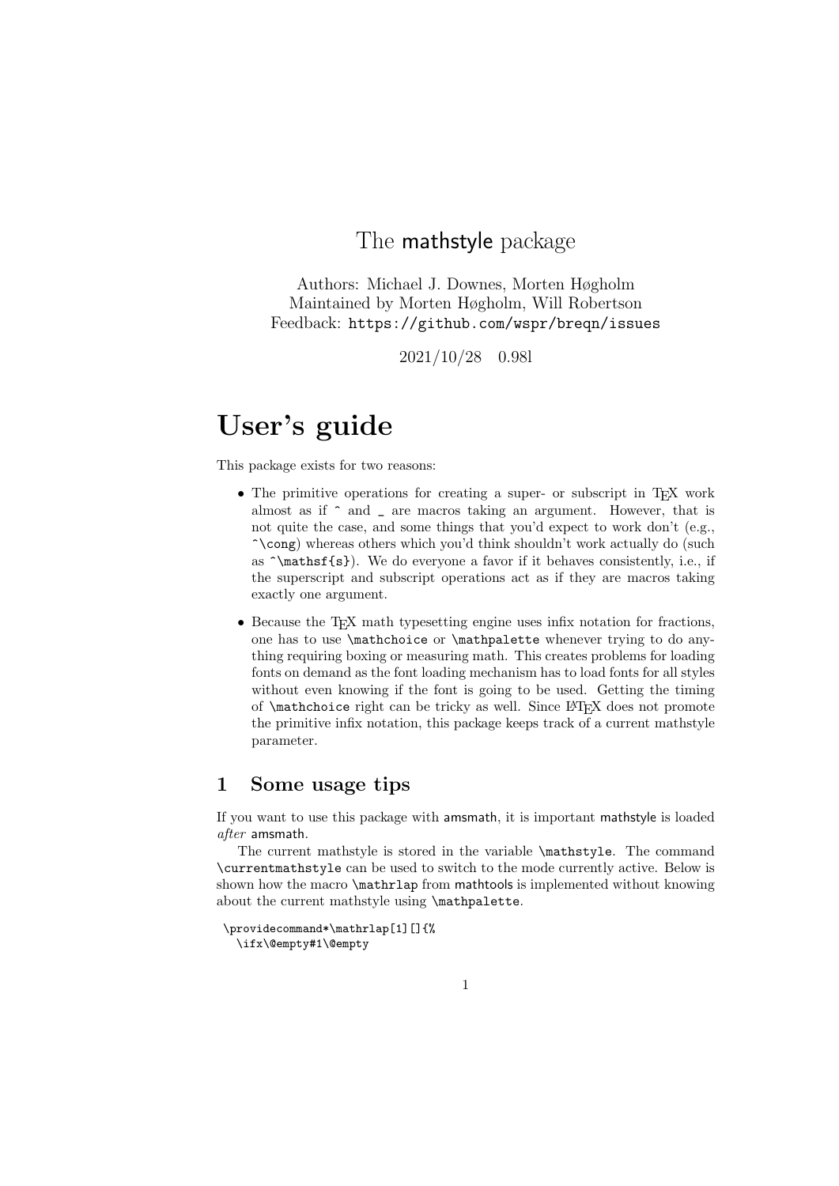# The mathstyle package

Authors: Michael J. Downes, Morten Høgholm
Maintained by Morten Høgholm, Will Robertson
Feedback: `https://github.com/wspr/breqn/issues`

2021/10/28 0.98l

# User's guide

This package exists for two reasons:

- The primitive operations for creating a super- or subscript in TeX work almost as if `^` and `_` are macros taking an argument. However, that is not quite the case, and some things that you'd expect to work don't (e.g., `^\cong`) whereas others which you'd think shouldn't work actually do (such as `^\mathsf{s}`). We do everyone a favor if it behaves consistently, i.e., if the superscript and subscript operations act as if they are macros taking exactly one argument.
- Because the TeX math typesetting engine uses infix notation for fractions, one has to use `\mathchoice` or `\mathpalette` whenever trying to do anything requiring boxing or measuring math. This creates problems for loading fonts on demand as the font loading mechanism has to load fonts for all styles without even knowing if the font is going to be used. Getting the timing of `\mathchoice` right can be tricky as well. Since LaTeX does not promote the primitive infix notation, this package keeps track of a current mathstyle parameter.

## 1 Some usage tips

If you want to use this package with amsmath, it is important mathstyle is loaded *after* amsmath.

The current mathstyle is stored in the variable `\mathstyle`. The command `\currentmathstyle` can be used to switch to the mode currently active. Below is shown how the macro `\mathrlap` from mathtools is implemented without knowing about the current mathstyle using `\mathpalette`.

```
\providecommand*\mathrlap[1][]{%
  \ifx\@empty#1\@empty
```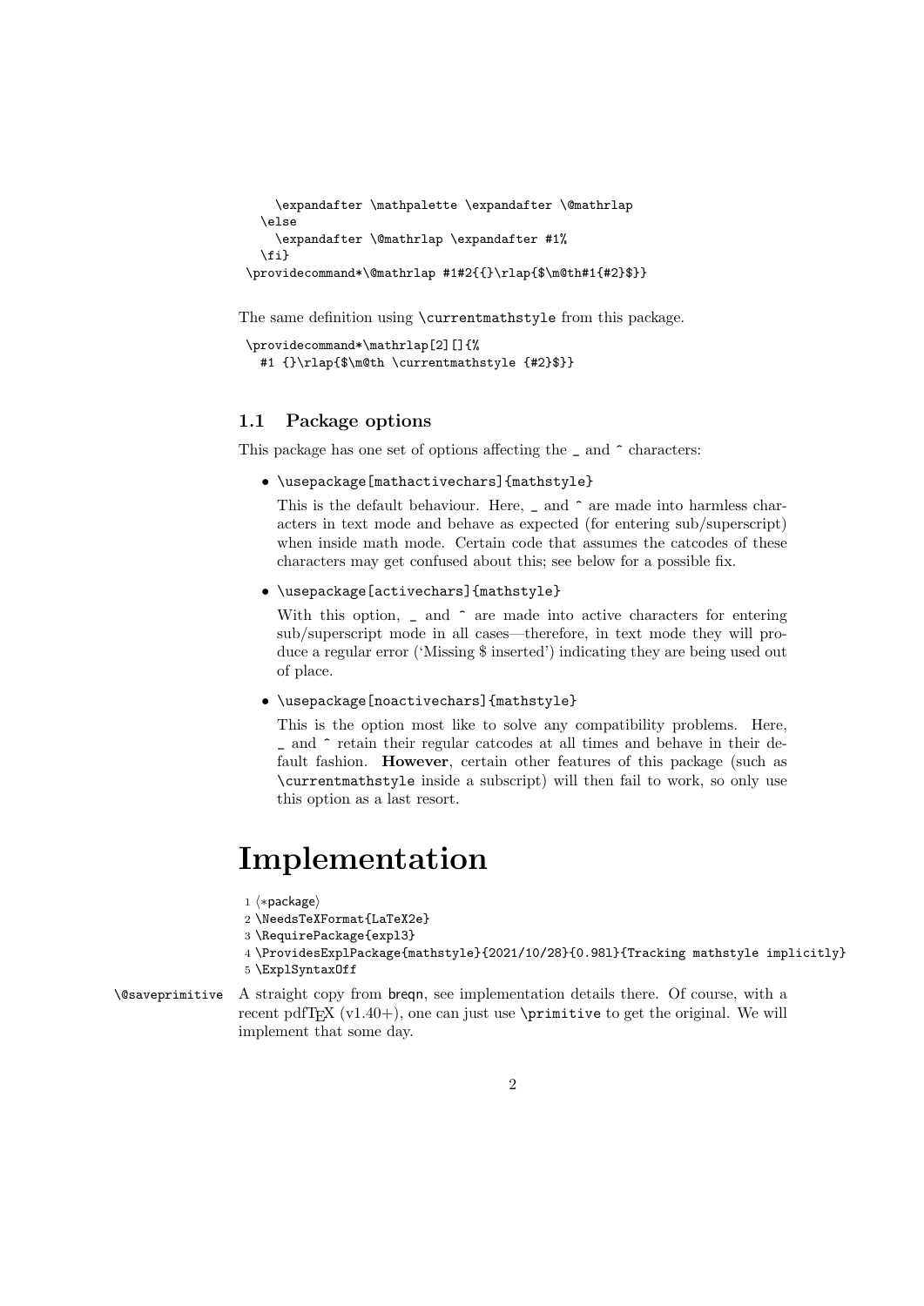```
    \expandafter \mathpalette \expandafter \@mathrlap
  \else
    \expandafter \@mathrlap \expandafter #1%
  \fi}
\providecommand*\@mathrlap #1#2{{}\rlap{$\m@th#1{#2}$}}
```

The same definition using `\currentmathstyle` from this package.

```
\providecommand*\mathrlap[2][]{%
  #1 {}\rlap{$\m@th \currentmathstyle {#2}$}}
```

### 1.1 Package options

This package has one set of options affecting the _ and ^ characters:

- `\usepackage[mathactivechars]{mathstyle}`

  This is the default behaviour. Here, _ and ^ are made into harmless characters in text mode and behave as expected (for entering sub/superscript) when inside math mode. Certain code that assumes the catcodes of these characters may get confused about this; see below for a possible fix.

- `\usepackage[activechars]{mathstyle}`

  With this option, _ and ^ are made into active characters for entering sub/superscript mode in all cases—therefore, in text mode they will produce a regular error ('Missing $ inserted') indicating they are being used out of place.

- `\usepackage[noactivechars]{mathstyle}`

  This is the option most like to solve any compatibility problems. Here, _ and ^ retain their regular catcodes at all times and behave in their default fashion. **However**, certain other features of this package (such as `\currentmathstyle` inside a subscript) will then fail to work, so only use this option as a last resort.

# Implementation

```
1 ⟨*package⟩
2 \NeedsTeXFormat{LaTeX2e}
3 \RequirePackage{expl3}
4 \ProvidesExplPackage{mathstyle}{2021/10/28}{0.98l}{Tracking mathstyle implicitly}
5 \ExplSyntaxOff
```

`\@saveprimitive` A straight copy from breqn, see implementation details there. Of course, with a recent pdfTEX (v1.40+), one can just use `\primitive` to get the original. We will implement that some day.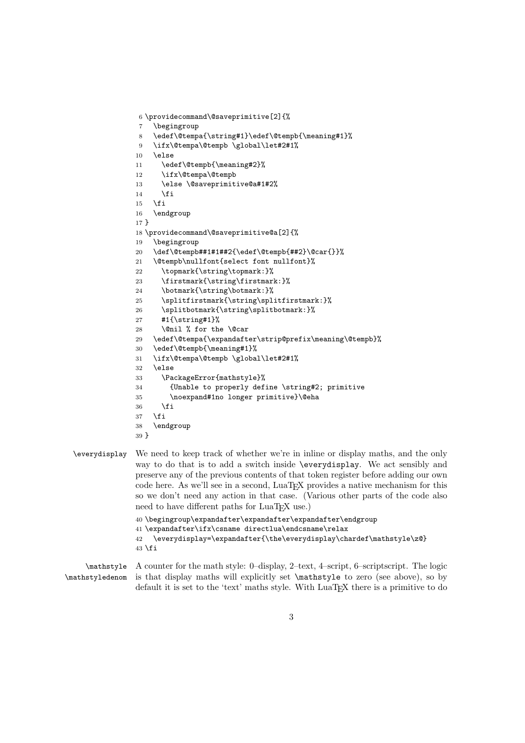```
6 \providecommand\@saveprimitive[2]{%
7   \begingroup
8   \edef\@tempa{\string#1}\edef\@tempb{\meaning#1}%
9   \ifx\@tempa\@tempb \global\let#2#1%
10  \else
11    \edef\@tempb{\meaning#2}%
12    \ifx\@tempa\@tempb
13    \else \@saveprimitive@a#1#2%
14    \fi
15  \fi
16  \endgroup
17 }
18 \providecommand\@saveprimitive@a[2]{%
19   \begingroup
20   \def\@tempb##1#1##2{\edef\@tempb{##2}\@car{}}%
21   \@tempb\nullfont{select font nullfont}%
22     \topmark{\string\topmark:}%
23     \firstmark{\string\firstmark:}%
24     \botmark{\string\botmark:}%
25     \splitfirstmark{\string\splitfirstmark:}%
26     \splitbotmark{\string\splitbotmark:}%
27     #1{\string#1}%
28     \@nil % for the \@car
29   \edef\@tempa{\expandafter\strip@prefix\meaning\@tempb}%
30   \edef\@tempb{\meaning#1}%
31   \ifx\@tempa\@tempb \global\let#2#1%
32   \else
33     \PackageError{mathstyle}%
34       {Unable to properly define \string#2; primitive
35       \noexpand#1no longer primitive}\@eha
36     \fi
37   \fi
38   \endgroup
39 }
```

`\everydisplay` We need to keep track of whether we're in inline or display maths, and the only way to do that is to add a switch inside `\everydisplay`. We act sensibly and preserve any of the previous contents of that token register before adding our own code here. As we'll see in a second, LuaTEX provides a native mechanism for this so we don't need any action in that case. (Various other parts of the code also need to have different paths for LuaTEX use.)

```
40 \begingroup\expandafter\expandafter\expandafter\endgroup
41 \expandafter\ifx\csname directlua\endcsname\relax
42   \everydisplay=\expandafter{\the\everydisplay\chardef\mathstyle\z@}
43 \fi
```

`\mathstyle` `\mathstyledenom` A counter for the math style: 0–display, 2–text, 4–script, 6–scriptscript. The logic is that display maths will explicitly set `\mathstyle` to zero (see above), so by default it is set to the 'text' maths style. With LuaTEX there is a primitive to do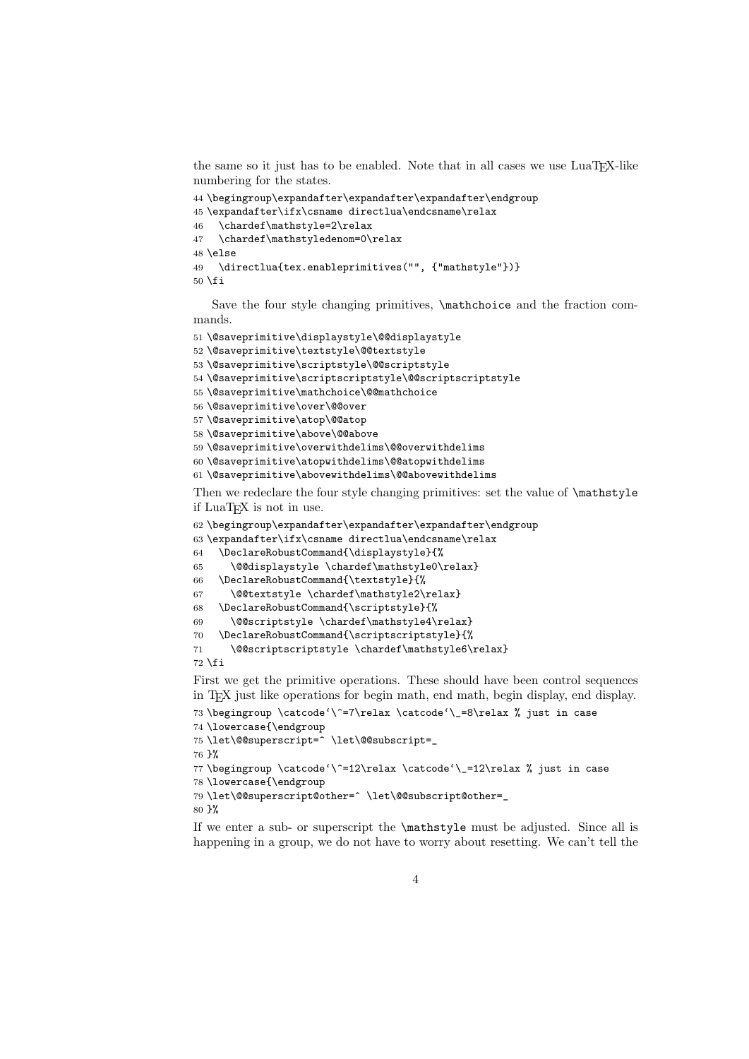the same so it just has to be enabled. Note that in all cases we use LuaTEX-like numbering for the states.

```
44 \begingroup\expandafter\expandafter\expandafter\endgroup
45 \expandafter\ifx\csname directlua\endcsname\relax
46   \chardef\mathstyle=2\relax
47   \chardef\mathstyledenom=0\relax
48 \else
49   \directlua{tex.enableprimitives("", {"mathstyle"})}
50 \fi
```

Save the four style changing primitives, \mathchoice and the fraction commands.

```
51 \@saveprimitive\displaystyle\@@displaystyle
52 \@saveprimitive\textstyle\@@textstyle
53 \@saveprimitive\scriptstyle\@@scriptstyle
54 \@saveprimitive\scriptscriptstyle\@@scriptscriptstyle
55 \@saveprimitive\mathchoice\@@mathchoice
56 \@saveprimitive\over\@@over
57 \@saveprimitive\atop\@@atop
58 \@saveprimitive\above\@@above
59 \@saveprimitive\overwithdelims\@@overwithdelims
60 \@saveprimitive\atopwithdelims\@@atopwithdelims
61 \@saveprimitive\abovewithdelims\@@abovewithdelims
```

Then we redeclare the four style changing primitives: set the value of \mathstyle if LuaTEX is not in use.

```
62 \begingroup\expandafter\expandafter\expandafter\endgroup
63 \expandafter\ifx\csname directlua\endcsname\relax
64   \DeclareRobustCommand{\displaystyle}{%
65     \@@displaystyle \chardef\mathstyle0\relax}
66   \DeclareRobustCommand{\textstyle}{%
67     \@@textstyle \chardef\mathstyle2\relax}
68   \DeclareRobustCommand{\scriptstyle}{%
69     \@@scriptstyle \chardef\mathstyle4\relax}
70   \DeclareRobustCommand{\scriptscriptstyle}{%
71     \@@scriptscriptstyle \chardef\mathstyle6\relax}
72 \fi
```

First we get the primitive operations. These should have been control sequences in TEX just like operations for begin math, end math, begin display, end display.

```
73 \begingroup \catcode`\^=7\relax \catcode`\_=8\relax % just in case
74 \lowercase{\endgroup
75 \let\@@superscript=^ \let\@@subscript=_
76 }%
77 \begingroup \catcode`\^=12\relax \catcode`\_=12\relax % just in case
78 \lowercase{\endgroup
79 \let\@@superscript@other=^ \let\@@subscript@other=_
80 }%
```

If we enter a sub- or superscript the \mathstyle must be adjusted. Since all is happening in a group, we do not have to worry about resetting. We can't tell the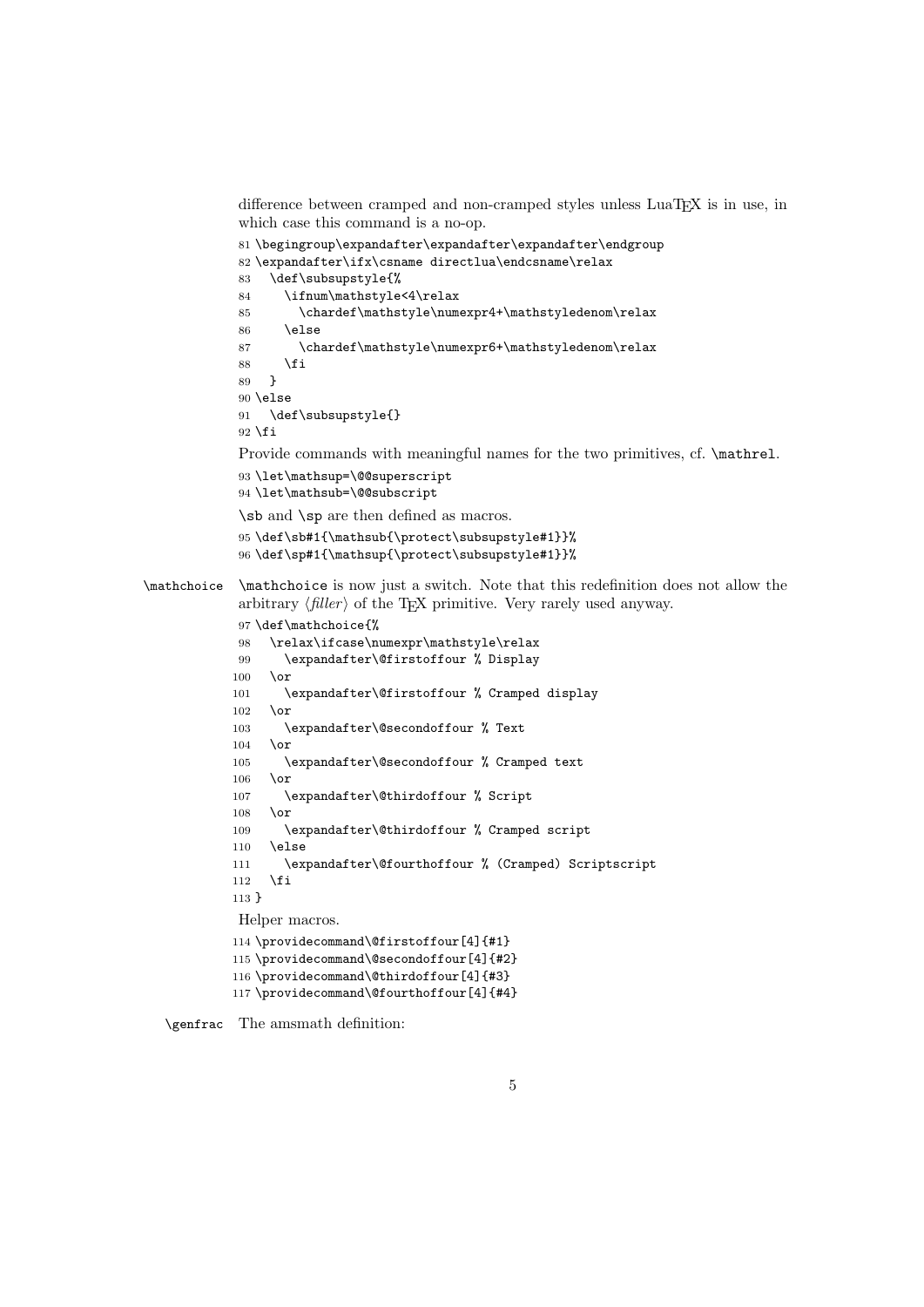difference between cramped and non-cramped styles unless LuaTEX is in use, in which case this command is a no-op.

```
81 \begingroup\expandafter\expandafter\expandafter\endgroup
82 \expandafter\ifx\csname directlua\endcsname\relax
83   \def\subsupstyle{%
84     \ifnum\mathstyle<4\relax
85       \chardef\mathstyle\numexpr4+\mathstyledenom\relax
86     \else
87       \chardef\mathstyle\numexpr6+\mathstyledenom\relax
88     \fi
89   }
90 \else
91   \def\subsupstyle{}
92 \fi
```

Provide commands with meaningful names for the two primitives, cf. `\mathrel`.

```
93 \let\mathsup=\@@superscript
94 \let\mathsub=\@@subscript
```

`\sb` and `\sp` are then defined as macros.

```
95 \def\sb#1{\mathsub{\protect\subsupstyle#1}}%
96 \def\sp#1{\mathsup{\protect\subsupstyle#1}}%
```

`\mathchoice` — `\mathchoice` is now just a switch. Note that this redefinition does not allow the arbitrary ⟨*filler*⟩ of the TEX primitive. Very rarely used anyway.

```
97 \def\mathchoice{%
98   \relax\ifcase\numexpr\mathstyle\relax
99     \expandafter\@firstoffour % Display
100   \or
101     \expandafter\@firstoffour % Cramped display
102   \or
103     \expandafter\@secondoffour % Text
104   \or
105     \expandafter\@secondoffour % Cramped text
106   \or
107     \expandafter\@thirdoffour % Script
108   \or
109     \expandafter\@thirdoffour % Cramped script
110   \else
111     \expandafter\@fourthoffour % (Cramped) Scriptscript
112   \fi
113 }
```

Helper macros.

```
114 \providecommand\@firstoffour[4]{#1}
115 \providecommand\@secondoffour[4]{#2}
116 \providecommand\@thirdoffour[4]{#3}
117 \providecommand\@fourthoffour[4]{#4}
```

`\genfrac` — The amsmath definition: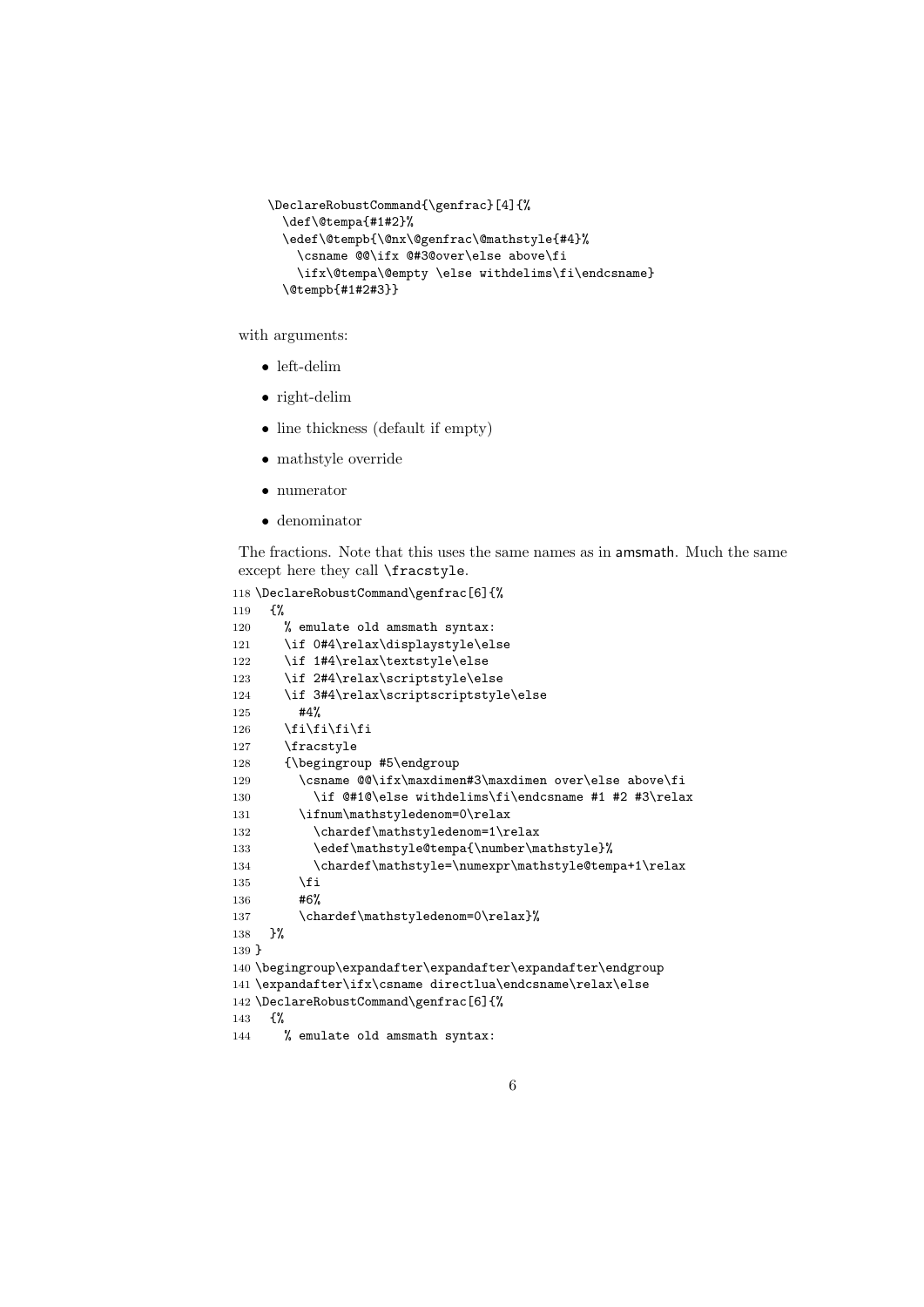```
\DeclareRobustCommand{\genfrac}[4]{%
  \def\@tempa{#1#2}%
  \edef\@tempb{\@nx\@genfrac\@mathstyle{#4}%
    \csname @@\ifx @#3@over\else above\fi
    \ifx\@tempa\@empty \else withdelims\fi\endcsname}
  \@tempb{#1#2#3}}
```

with arguments:

- left-delim
- right-delim
- line thickness (default if empty)
- mathstyle override
- numerator
- denominator

The fractions. Note that this uses the same names as in amsmath. Much the same except here they call `\fracstyle`.

```
118 \DeclareRobustCommand\genfrac[6]{%
119   {%
120     % emulate old amsmath syntax:
121     \if 0#4\relax\displaystyle\else
122     \if 1#4\relax\textstyle\else
123     \if 2#4\relax\scriptstyle\else
124     \if 3#4\relax\scriptscriptstyle\else
125       #4%
126     \fi\fi\fi\fi
127     \fracstyle
128     {\begingroup #5\endgroup
129       \csname @@\ifx\maxdimen#3\maxdimen over\else above\fi
130         \if @#1@\else withdelims\fi\endcsname #1 #2 #3\relax
131       \ifnum\mathstyledenom=0\relax
132         \chardef\mathstyledenom=1\relax
133         \edef\mathstyle@tempa{\number\mathstyle}%
134         \chardef\mathstyle=\numexpr\mathstyle@tempa+1\relax
135       \fi
136       #6%
137       \chardef\mathstyledenom=0\relax}%
138   }%
139 }
140 \begingroup\expandafter\expandafter\expandafter\endgroup
141 \expandafter\ifx\csname directlua\endcsname\relax\else
142 \DeclareRobustCommand\genfrac[6]{%
143   {%
144     % emulate old amsmath syntax:
```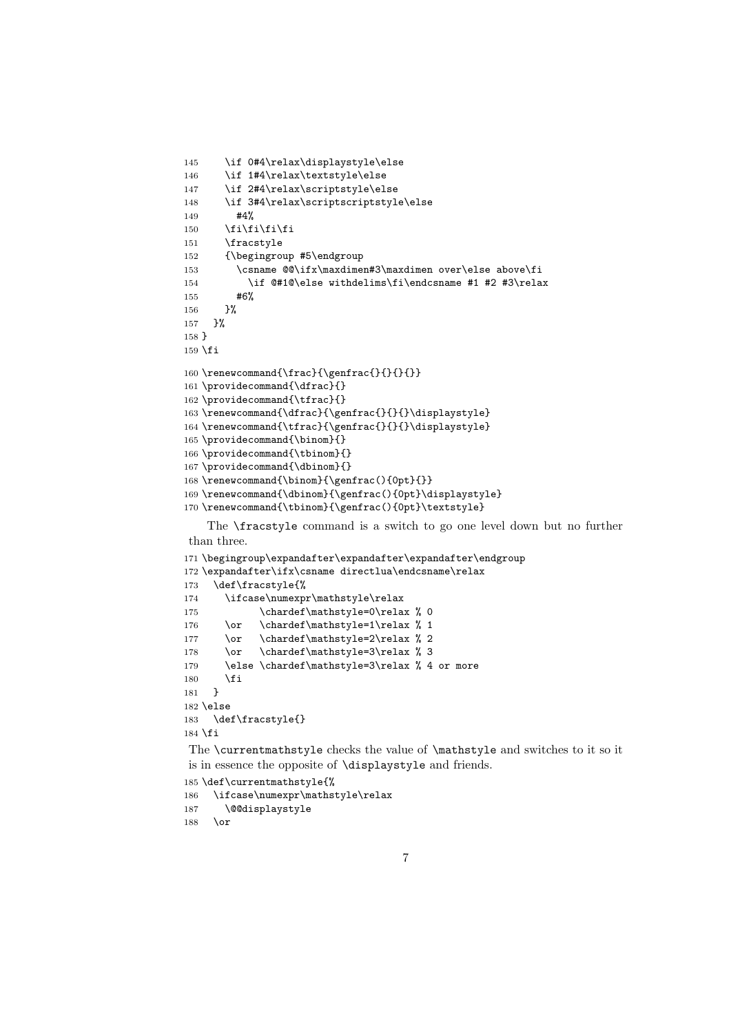```
145     \if 0#4\relax\displaystyle\else
146     \if 1#4\relax\textstyle\else
147     \if 2#4\relax\scriptstyle\else
148     \if 3#4\relax\scriptscriptstyle\else
149       #4%
150     \fi\fi\fi\fi
151     \fracstyle
152     {\begingroup #5\endgroup
153       \csname @@\ifx\maxdimen#3\maxdimen over\else above\fi
154         \if @#1@\else withdelims\fi\endcsname #1 #2 #3\relax
155       #6%
156     }%
157   }%
158 }
159 \fi
160 \renewcommand{\frac}{\genfrac{}{}{}{}}
161 \providecommand{\dfrac}{}
162 \providecommand{\tfrac}{}
163 \renewcommand{\dfrac}{\genfrac{}{}{}\displaystyle}
164 \renewcommand{\tfrac}{\genfrac{}{}{}\displaystyle}
165 \providecommand{\binom}{}
166 \providecommand{\tbinom}{}
167 \providecommand{\dbinom}{}
168 \renewcommand{\binom}{\genfrac(){0pt}{}}
169 \renewcommand{\dbinom}{\genfrac(){0pt}\displaystyle}
170 \renewcommand{\tbinom}{\genfrac(){0pt}\textstyle}
```

The `\fracstyle` command is a switch to go one level down but no further than three.

```
171 \begingroup\expandafter\expandafter\expandafter\endgroup
172 \expandafter\ifx\csname directlua\endcsname\relax
173   \def\fracstyle{%
174     \ifcase\numexpr\mathstyle\relax
175           \chardef\mathstyle=0\relax % 0
176     \or   \chardef\mathstyle=1\relax % 1
177     \or   \chardef\mathstyle=2\relax % 2
178     \or   \chardef\mathstyle=3\relax % 3
179     \else \chardef\mathstyle=3\relax % 4 or more
180     \fi
181   }
182 \else
183   \def\fracstyle{}
184 \fi
```

The `\currentmathstyle` checks the value of `\mathstyle` and switches to it so it is in essence the opposite of `\displaystyle` and friends.

```
185 \def\currentmathstyle{%
186   \ifcase\numexpr\mathstyle\relax
187     \@@displaystyle
188   \or
```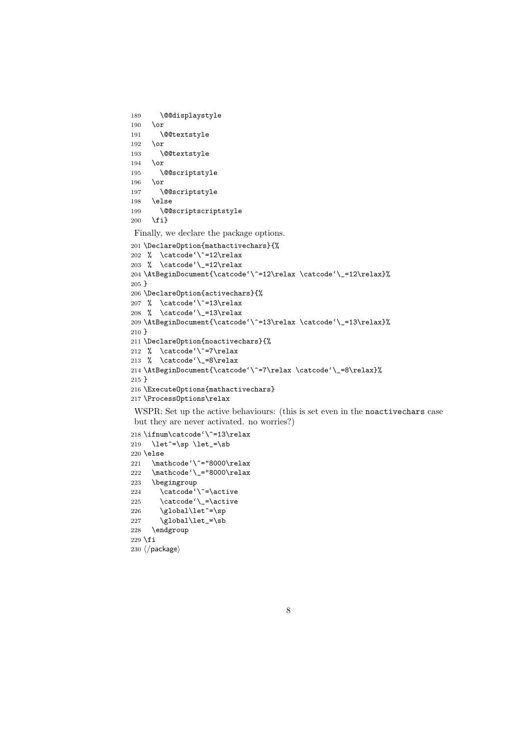```
189     \@@displaystyle
190   \or
191     \@@textstyle
192   \or
193     \@@textstyle
194   \or
195     \@@scriptstyle
196   \or
197     \@@scriptstyle
198   \else
199     \@@scriptscriptstyle
200   \fi}
```

Finally, we declare the package options.

```
201 \DeclareOption{mathactivechars}{%
202  %  \catcode`\^=12\relax
203  %  \catcode`\_=12\relax
204 \AtBeginDocument{\catcode`\^=12\relax \catcode`\_=12\relax}%
205 }
206 \DeclareOption{activechars}{%
207  %  \catcode`\^=13\relax
208  %  \catcode`\_=13\relax
209 \AtBeginDocument{\catcode`\^=13\relax \catcode`\_=13\relax}%
210 }
211 \DeclareOption{noactivechars}{%
212  %  \catcode`\^=7\relax
213  %  \catcode`\_=8\relax
214 \AtBeginDocument{\catcode`\^=7\relax \catcode`\_=8\relax}%
215 }
216 \ExecuteOptions{mathactivechars}
217 \ProcessOptions\relax
```

WSPR: Set up the active behaviours: (this is set even in the `noactivechars` case but they are never activated. no worries?)

```
218 \ifnum\catcode`\^=13\relax
219   \let^=\sp \let_=\sb
220 \else
221   \mathcode`\^="8000\relax
222   \mathcode`\_="8000\relax
223   \begingroup
224     \catcode`\^=\active
225     \catcode`\_=\active
226     \global\let^=\sp
227     \global\let_=\sb
228   \endgroup
229 \fi
230 </package>
```